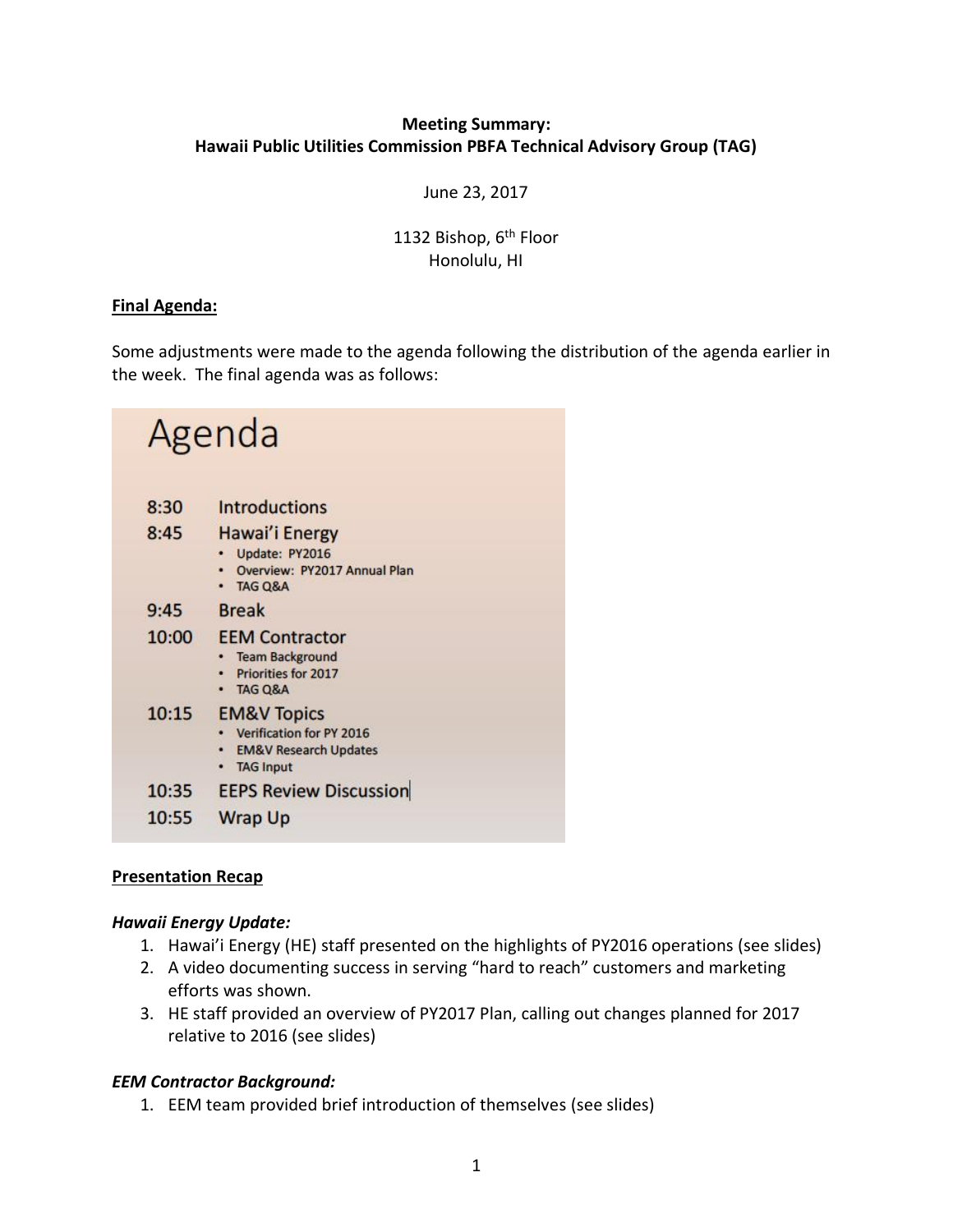**Meeting Summary:**
**Hawaii Public Utilities Commission PBFA Technical Advisory Group (TAG)**

June 23, 2017

1132 Bishop, 6th Floor
Honolulu, HI

**Final Agenda:**

Some adjustments were made to the agenda following the distribution of the agenda earlier in the week. The final agenda was as follows:

# Agenda

| | |
|---|---|
| 8:30 | Introductions |
| 8:45 | Hawai'i Energy<br>• Update: PY2016<br>• Overview: PY2017 Annual Plan<br>• TAG Q&A |
| 9:45 | Break |
| 10:00 | EEM Contractor<br>• Team Background<br>• Priorities for 2017<br>• TAG Q&A |
| 10:15 | EM&V Topics<br>• Verification for PY 2016<br>• EM&V Research Updates<br>• TAG Input |
| 10:35 | EEPS Review Discussion |
| 10:55 | Wrap Up |

**Presentation Recap**

***Hawaii Energy Update:***

1. Hawai'i Energy (HE) staff presented on the highlights of PY2016 operations (see slides)
2. A video documenting success in serving "hard to reach" customers and marketing efforts was shown.
3. HE staff provided an overview of PY2017 Plan, calling out changes planned for 2017 relative to 2016 (see slides)

***EEM Contractor Background:***

1. EEM team provided brief introduction of themselves (see slides)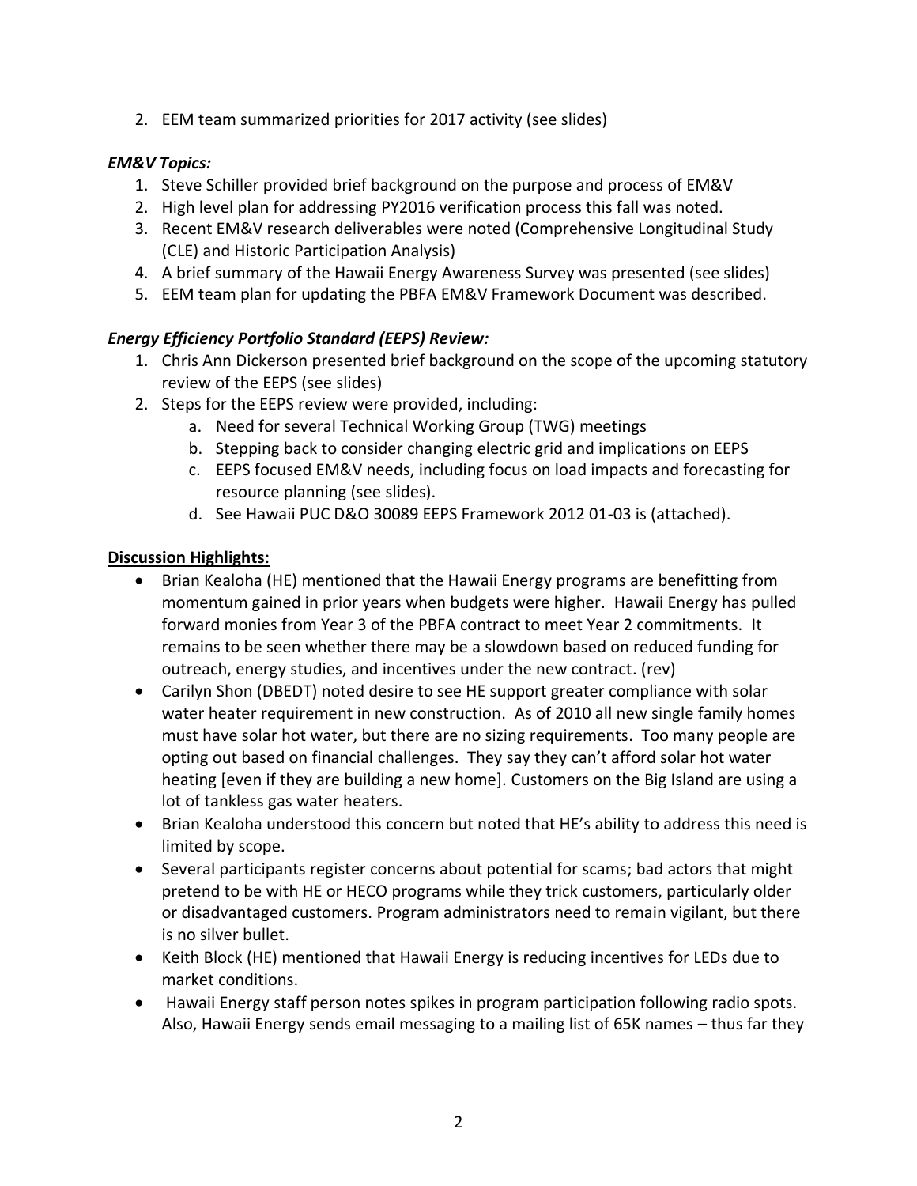2. EEM team summarized priorities for 2017 activity (see slides)

### *EM&V Topics:*

1. Steve Schiller provided brief background on the purpose and process of EM&V
2. High level plan for addressing PY2016 verification process this fall was noted.
3. Recent EM&V research deliverables were noted (Comprehensive Longitudinal Study (CLE) and Historic Participation Analysis)
4. A brief summary of the Hawaii Energy Awareness Survey was presented (see slides)
5. EEM team plan for updating the PBFA EM&V Framework Document was described.

### *Energy Efficiency Portfolio Standard (EEPS) Review:*

1. Chris Ann Dickerson presented brief background on the scope of the upcoming statutory review of the EEPS (see slides)
2. Steps for the EEPS review were provided, including:
   a. Need for several Technical Working Group (TWG) meetings
   b. Stepping back to consider changing electric grid and implications on EEPS
   c. EEPS focused EM&V needs, including focus on load impacts and forecasting for resource planning (see slides).
   d. See Hawaii PUC D&O 30089 EEPS Framework 2012 01-03 is (attached).

### **Discussion Highlights:**

- Brian Kealoha (HE) mentioned that the Hawaii Energy programs are benefitting from momentum gained in prior years when budgets were higher. Hawaii Energy has pulled forward monies from Year 3 of the PBFA contract to meet Year 2 commitments. It remains to be seen whether there may be a slowdown based on reduced funding for outreach, energy studies, and incentives under the new contract. (rev)
- Carilyn Shon (DBEDT) noted desire to see HE support greater compliance with solar water heater requirement in new construction. As of 2010 all new single family homes must have solar hot water, but there are no sizing requirements. Too many people are opting out based on financial challenges. They say they can't afford solar hot water heating [even if they are building a new home]. Customers on the Big Island are using a lot of tankless gas water heaters.
- Brian Kealoha understood this concern but noted that HE's ability to address this need is limited by scope.
- Several participants register concerns about potential for scams; bad actors that might pretend to be with HE or HECO programs while they trick customers, particularly older or disadvantaged customers. Program administrators need to remain vigilant, but there is no silver bullet.
- Keith Block (HE) mentioned that Hawaii Energy is reducing incentives for LEDs due to market conditions.
- Hawaii Energy staff person notes spikes in program participation following radio spots. Also, Hawaii Energy sends email messaging to a mailing list of 65K names – thus far they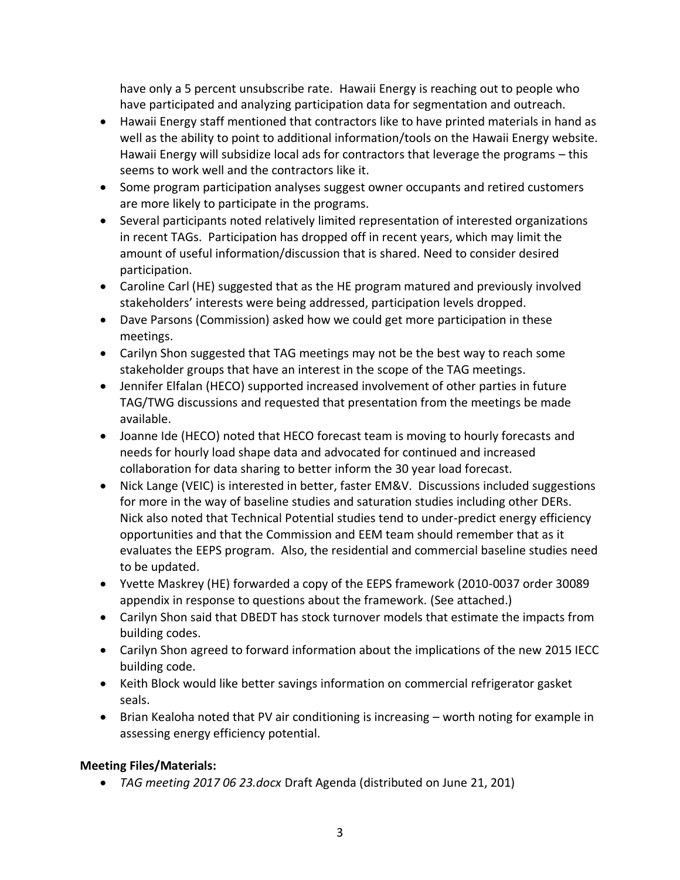have only a 5 percent unsubscribe rate. Hawaii Energy is reaching out to people who have participated and analyzing participation data for segmentation and outreach.

- Hawaii Energy staff mentioned that contractors like to have printed materials in hand as well as the ability to point to additional information/tools on the Hawaii Energy website. Hawaii Energy will subsidize local ads for contractors that leverage the programs – this seems to work well and the contractors like it.
- Some program participation analyses suggest owner occupants and retired customers are more likely to participate in the programs.
- Several participants noted relatively limited representation of interested organizations in recent TAGs. Participation has dropped off in recent years, which may limit the amount of useful information/discussion that is shared. Need to consider desired participation.
- Caroline Carl (HE) suggested that as the HE program matured and previously involved stakeholders' interests were being addressed, participation levels dropped.
- Dave Parsons (Commission) asked how we could get more participation in these meetings.
- Carilyn Shon suggested that TAG meetings may not be the best way to reach some stakeholder groups that have an interest in the scope of the TAG meetings.
- Jennifer Elfalan (HECO) supported increased involvement of other parties in future TAG/TWG discussions and requested that presentation from the meetings be made available.
- Joanne Ide (HECO) noted that HECO forecast team is moving to hourly forecasts and needs for hourly load shape data and advocated for continued and increased collaboration for data sharing to better inform the 30 year load forecast.
- Nick Lange (VEIC) is interested in better, faster EM&V. Discussions included suggestions for more in the way of baseline studies and saturation studies including other DERs. Nick also noted that Technical Potential studies tend to under-predict energy efficiency opportunities and that the Commission and EEM team should remember that as it evaluates the EEPS program. Also, the residential and commercial baseline studies need to be updated.
- Yvette Maskrey (HE) forwarded a copy of the EEPS framework (2010-0037 order 30089 appendix in response to questions about the framework. (See attached.)
- Carilyn Shon said that DBEDT has stock turnover models that estimate the impacts from building codes.
- Carilyn Shon agreed to forward information about the implications of the new 2015 IECC building code.
- Keith Block would like better savings information on commercial refrigerator gasket seals.
- Brian Kealoha noted that PV air conditioning is increasing – worth noting for example in assessing energy efficiency potential.

**Meeting Files/Materials:**

- *TAG meeting 2017 06 23.docx* Draft Agenda (distributed on June 21, 201)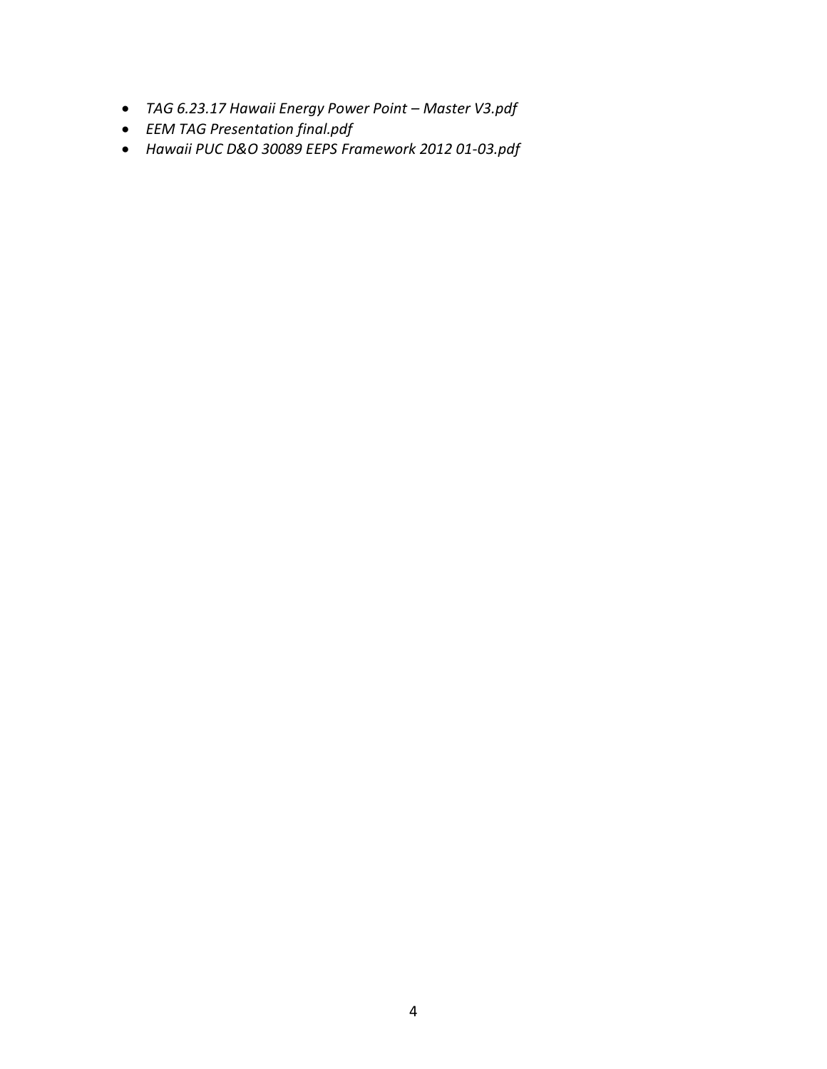- *TAG 6.23.17 Hawaii Energy Power Point – Master V3.pdf*
- *EEM TAG Presentation final.pdf*
- *Hawaii PUC D&O 30089 EEPS Framework 2012 01-03.pdf*